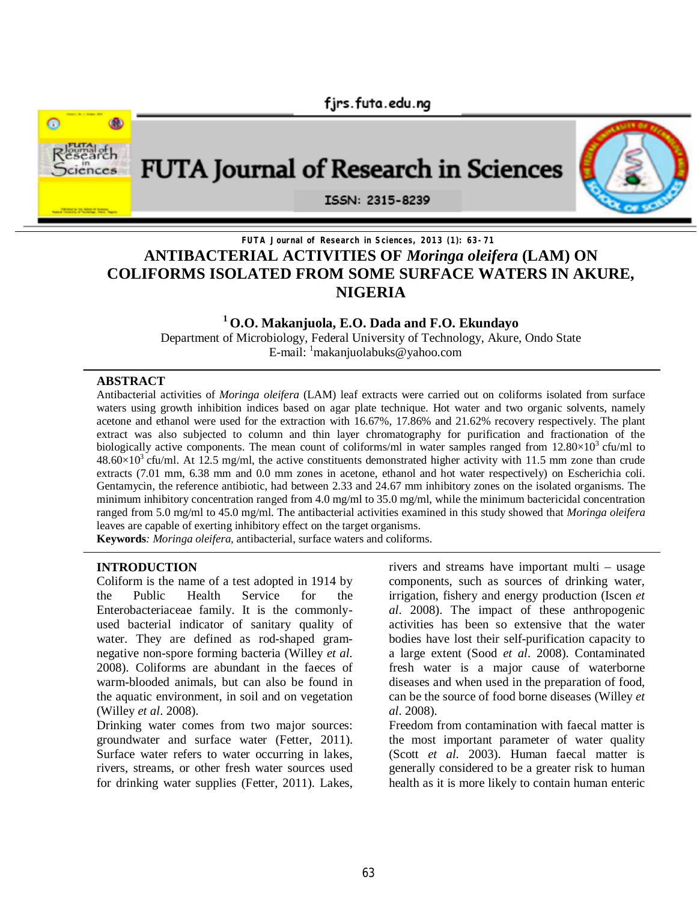# ANTIBACTERIAL ACTIVITIES OF *Moringa oleifera* (LAM) ON COLIFORMS ISOLATED FROM SOME SURFACE WATERS IN AKURE, NIGERIA

**[1] O.O. Makanjuola, E.O. Dada and F.O. Ekundayo**

Department of Microbiology, Federal University of Technology, Akure, Ondo State

E-mail: [1]makanjuolabuks@yahoo.com

## ABSTRACT

Antibacterial activities of *Moringa oleifera* (LAM) leaf extracts were carried out on coliforms isolated from surface waters using growth inhibition indices based on agar plate technique. Hot water and two organic solvents, namely acetone and ethanol were used for the extraction with 16.67%, 17.86% and 21.62% recovery respectively. The plant extract was also subjected to column and thin layer chromatography for purification and fractionation of the biologically active components. The mean count of coliforms/ml in water samples ranged from $12.80 \times 10^3$ cfu/ml to $48.60 \times 10^3$ cfu/ml. At 12.5 mg/ml, the active constituents demonstrated higher activity with 11.5 mm zone than crude extracts (7.01 mm, 6.38 mm and 0.0 mm zones in acetone, ethanol and hot water respectively) on Escherichia coli. Gentamycin, the reference antibiotic, had between 2.33 and 24.67 mm inhibitory zones on the isolated organisms. The minimum inhibitory concentration ranged from 4.0 mg/ml to 35.0 mg/ml, while the minimum bactericidal concentration ranged from 5.0 mg/ml to 45.0 mg/ml. The antibacterial activities examined in this study showed that *Moringa oleifera* leaves are capable of exerting inhibitory effect on the target organisms.

**Keywords***:* *Moringa oleifera,* antibacterial, surface waters and coliforms.

## INTRODUCTION

Coliform is the name of a test adopted in 1914 by the Public Health Service for the Enterobacteriaceae family. It is the commonly-used bacterial indicator of sanitary quality of water. They are defined as rod-shaped gram-negative non-spore forming bacteria (Willey *et al.* 2008). Coliforms are abundant in the faeces of warm-blooded animals, but can also be found in the aquatic environment, in soil and on vegetation (Willey *et al*. 2008).

Drinking water comes from two major sources: groundwater and surface water (Fetter, 2011). Surface water refers to water occurring in lakes, rivers, streams, or other fresh water sources used for drinking water supplies (Fetter, 2011). Lakes, rivers and streams have important multi – usage components, such as sources of drinking water, irrigation, fishery and energy production (Iscen *et al*. 2008). The impact of these anthropogenic activities has been so extensive that the water bodies have lost their self-purification capacity to a large extent (Sood *et al*. 2008). Contaminated fresh water is a major cause of waterborne diseases and when used in the preparation of food, can be the source of food borne diseases (Willey *et al*. 2008).

Freedom from contamination with faecal matter is the most important parameter of water quality (Scott *et al.* 2003). Human faecal matter is generally considered to be a greater risk to human health as it is more likely to contain human enteric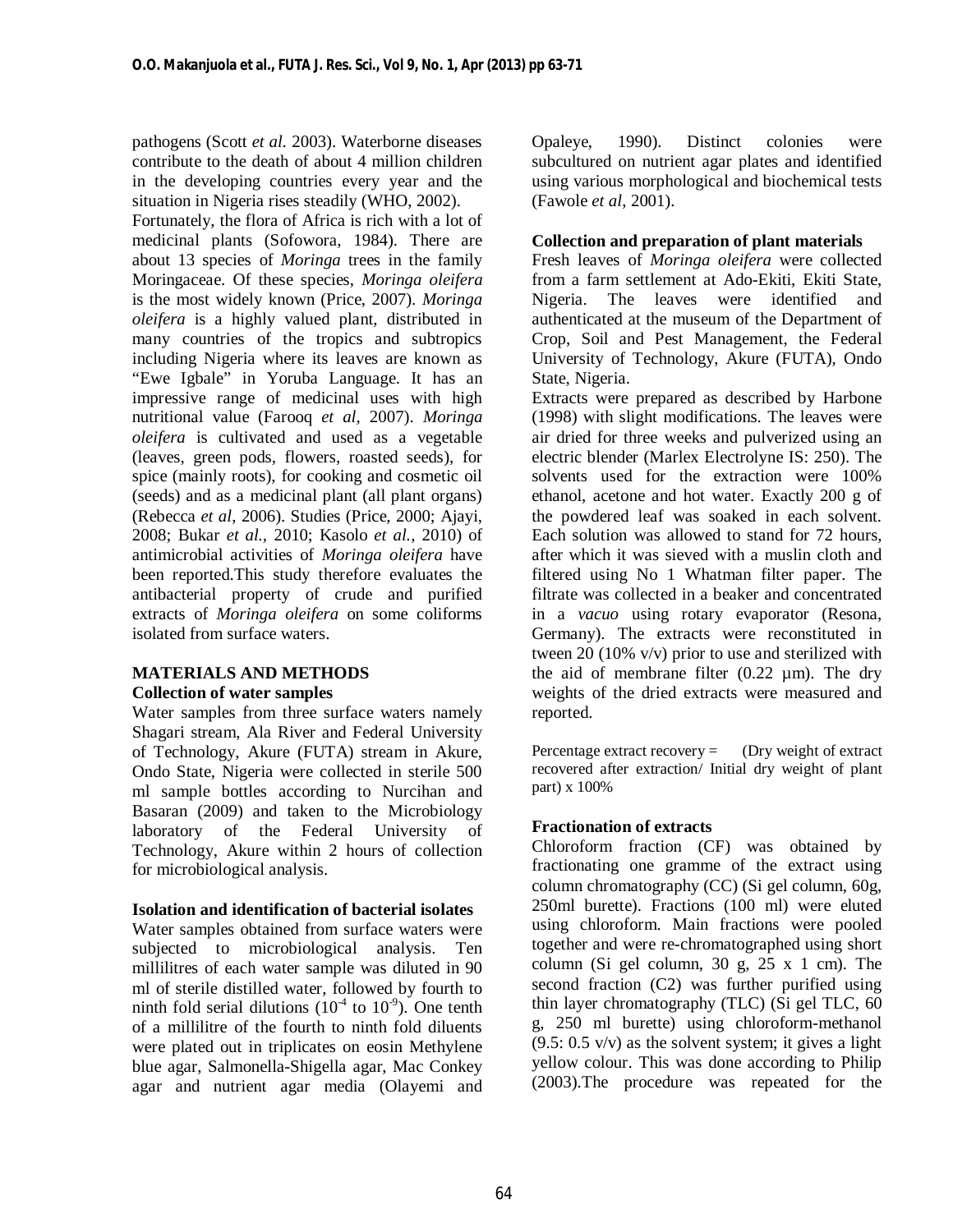pathogens (Scott *et al.* 2003). Waterborne diseases contribute to the death of about 4 million children in the developing countries every year and the situation in Nigeria rises steadily (WHO, 2002).

Fortunately, the flora of Africa is rich with a lot of medicinal plants (Sofowora, 1984). There are about 13 species of *Moringa* trees in the family Moringaceae. Of these species, *Moringa oleifera* is the most widely known (Price, 2007). *Moringa oleifera* is a highly valued plant, distributed in many countries of the tropics and subtropics including Nigeria where its leaves are known as "Ewe Igbale" in Yoruba Language. It has an impressive range of medicinal uses with high nutritional value (Farooq *et al*, 2007). *Moringa oleifera* is cultivated and used as a vegetable (leaves, green pods, flowers, roasted seeds), for spice (mainly roots), for cooking and cosmetic oil (seeds) and as a medicinal plant (all plant organs) (Rebecca *et al*, 2006). Studies (Price, 2000; Ajayi, 2008; Bukar *et al.*, 2010; Kasolo *et al.*, 2010) of antimicrobial activities of *Moringa oleifera* have been reported.This study therefore evaluates the antibacterial property of crude and purified extracts of *Moringa oleifera* on some coliforms isolated from surface waters.

## MATERIALS AND METHODS

### Collection of water samples

Water samples from three surface waters namely Shagari stream, Ala River and Federal University of Technology, Akure (FUTA) stream in Akure, Ondo State, Nigeria were collected in sterile 500 ml sample bottles according to Nurcihan and Basaran (2009) and taken to the Microbiology laboratory of the Federal University of Technology, Akure within 2 hours of collection for microbiological analysis.

### Isolation and identification of bacterial isolates

Water samples obtained from surface waters were subjected to microbiological analysis. Ten millilitres of each water sample was diluted in 90 ml of sterile distilled water, followed by fourth to ninth fold serial dilutions ($10^{-4}$ to $10^{-9}$). One tenth of a millilitre of the fourth to ninth fold diluents were plated out in triplicates on eosin Methylene blue agar, Salmonella-Shigella agar, Mac Conkey agar and nutrient agar media (Olayemi and Opaleye, 1990). Distinct colonies were subcultured on nutrient agar plates and identified using various morphological and biochemical tests (Fawole *et al*, 2001).

### Collection and preparation of plant materials

Fresh leaves of *Moringa oleifera* were collected from a farm settlement at Ado-Ekiti, Ekiti State, Nigeria. The leaves were identified and authenticated at the museum of the Department of Crop, Soil and Pest Management, the Federal University of Technology, Akure (FUTA), Ondo State, Nigeria.

Extracts were prepared as described by Harbone (1998) with slight modifications. The leaves were air dried for three weeks and pulverized using an electric blender (Marlex Electrolyne IS: 250). The solvents used for the extraction were 100% ethanol, acetone and hot water. Exactly 200 g of the powdered leaf was soaked in each solvent. Each solution was allowed to stand for 72 hours, after which it was sieved with a muslin cloth and filtered using No 1 Whatman filter paper. The filtrate was collected in a beaker and concentrated in a *vacuo* using rotary evaporator (Resona, Germany). The extracts were reconstituted in tween 20 (10% v/v) prior to use and sterilized with the aid of membrane filter (0.22 µm). The dry weights of the dried extracts were measured and reported.

Percentage extract recovery = (Dry weight of extract recovered after extraction/ Initial dry weight of plant part) x 100%

### Fractionation of extracts

Chloroform fraction (CF) was obtained by fractionating one gramme of the extract using column chromatography (CC) (Si gel column, 60g, 250ml burette). Fractions (100 ml) were eluted using chloroform. Main fractions were pooled together and were re-chromatographed using short column (Si gel column, 30 g, 25 x 1 cm). The second fraction (C2) was further purified using thin layer chromatography (TLC) (Si gel TLC, 60 g, 250 ml burette) using chloroform-methanol (9.5: 0.5 v/v) as the solvent system; it gives a light yellow colour. This was done according to Philip (2003).The procedure was repeated for the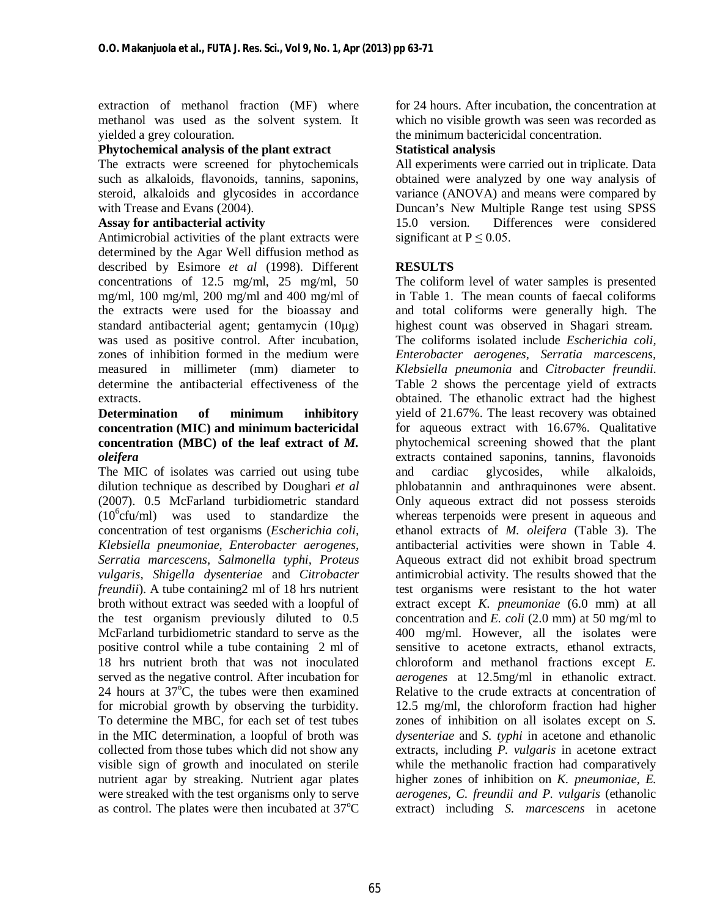extraction of methanol fraction (MF) where methanol was used as the solvent system. It yielded a grey colouration.

**Phytochemical analysis of the plant extract**

The extracts were screened for phytochemicals such as alkaloids, flavonoids, tannins, saponins, steroid, alkaloids and glycosides in accordance with Trease and Evans (2004).

**Assay for antibacterial activity**

Antimicrobial activities of the plant extracts were determined by the Agar Well diffusion method as described by Esimore *et al* (1998). Different concentrations of 12.5 mg/ml, 25 mg/ml, 50 mg/ml, 100 mg/ml, 200 mg/ml and 400 mg/ml of the extracts were used for the bioassay and standard antibacterial agent; gentamycin (10μg) was used as positive control. After incubation, zones of inhibition formed in the medium were measured in millimeter (mm) diameter to determine the antibacterial effectiveness of the extracts.

**Determination of minimum inhibitory concentration (MIC) and minimum bactericidal concentration (MBC) of the leaf extract of *M. oleifera***

The MIC of isolates was carried out using tube dilution technique as described by Doughari *et al* (2007). 0.5 McFarland turbidiometric standard ($10^6$cfu/ml) was used to standardize the concentration of test organisms (*Escherichia coli*, *Klebsiella pneumoniae*, *Enterobacter aerogenes*, *Serratia marcescens*, *Salmonella typhi*, *Proteus vulgaris*, *Shigella dysenteriae* and *Citrobacter freundii*). A tube containing2 ml of 18 hrs nutrient broth without extract was seeded with a loopful of the test organism previously diluted to 0.5 McFarland turbidiometric standard to serve as the positive control while a tube containing 2 ml of 18 hrs nutrient broth that was not inoculated served as the negative control. After incubation for 24 hours at 37°C, the tubes were then examined for microbial growth by observing the turbidity. To determine the MBC, for each set of test tubes in the MIC determination, a loopful of broth was collected from those tubes which did not show any visible sign of growth and inoculated on sterile nutrient agar by streaking. Nutrient agar plates were streaked with the test organisms only to serve as control. The plates were then incubated at 37°C for 24 hours. After incubation, the concentration at which no visible growth was seen was recorded as the minimum bactericidal concentration.

**Statistical analysis**

All experiments were carried out in triplicate. Data obtained were analyzed by one way analysis of variance (ANOVA) and means were compared by Duncan's New Multiple Range test using SPSS 15.0 version. Differences were considered significant at $P \leq 0.05$.

## RESULTS

The coliform level of water samples is presented in Table 1. The mean counts of faecal coliforms and total coliforms were generally high. The highest count was observed in Shagari stream. The coliforms isolated include *Escherichia coli*, *Enterobacter aerogenes*, *Serratia marcescens*, *Klebsiella pneumonia* and *Citrobacter freundii*. Table 2 shows the percentage yield of extracts obtained. The ethanolic extract had the highest yield of 21.67%. The least recovery was obtained for aqueous extract with 16.67%. Qualitative phytochemical screening showed that the plant extracts contained saponins, tannins, flavonoids and cardiac glycosides, while alkaloids, phlobatannin and anthraquinones were absent. Only aqueous extract did not possess steroids whereas terpenoids were present in aqueous and ethanol extracts of *M. oleifera* (Table 3). The antibacterial activities were shown in Table 4. Aqueous extract did not exhibit broad spectrum antimicrobial activity. The results showed that the test organisms were resistant to the hot water extract except *K. pneumoniae* (6.0 mm) at all concentration and *E. coli* (2.0 mm) at 50 mg/ml to 400 mg/ml. However, all the isolates were sensitive to acetone extracts, ethanol extracts, chloroform and methanol fractions except *E. aerogenes* at 12.5mg/ml in ethanolic extract. Relative to the crude extracts at concentration of 12.5 mg/ml, the chloroform fraction had higher zones of inhibition on all isolates except on *S. dysenteriae* and *S. typhi* in acetone and ethanolic extracts, including *P. vulgaris* in acetone extract while the methanolic fraction had comparatively higher zones of inhibition on *K. pneumoniae, E. aerogenes, C. freundii and P. vulgaris* (ethanolic extract) including *S. marcescens* in acetone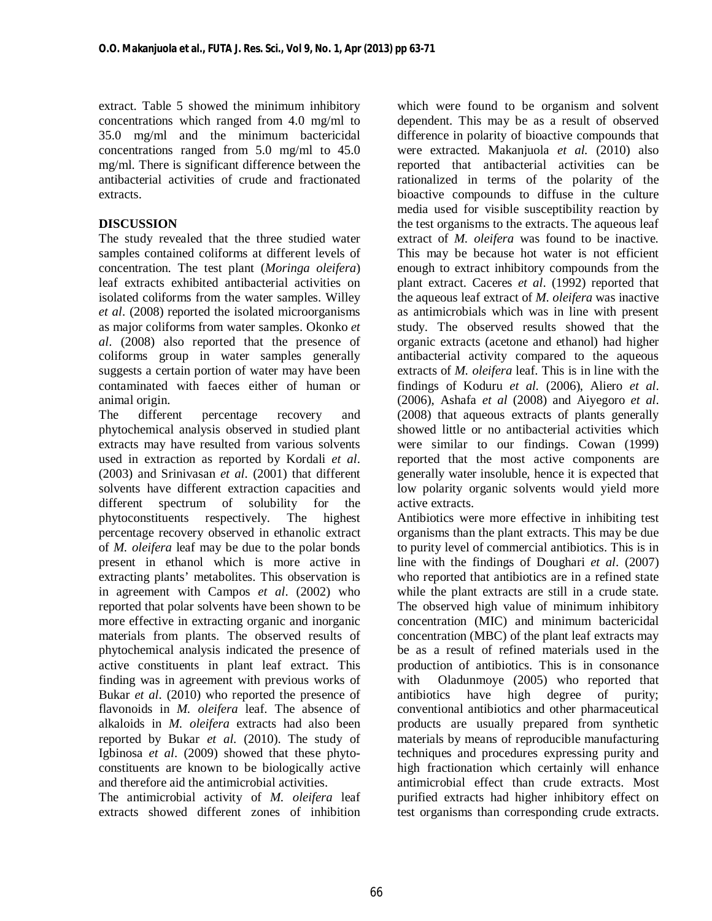extract. Table 5 showed the minimum inhibitory concentrations which ranged from 4.0 mg/ml to 35.0 mg/ml and the minimum bactericidal concentrations ranged from 5.0 mg/ml to 45.0 mg/ml. There is significant difference between the antibacterial activities of crude and fractionated extracts.

## DISCUSSION

The study revealed that the three studied water samples contained coliforms at different levels of concentration. The test plant (*Moringa oleifera*) leaf extracts exhibited antibacterial activities on isolated coliforms from the water samples. Willey *et al*. (2008) reported the isolated microorganisms as major coliforms from water samples. Okonko *et al*. (2008) also reported that the presence of coliforms group in water samples generally suggests a certain portion of water may have been contaminated with faeces either of human or animal origin.

The different percentage recovery and phytochemical analysis observed in studied plant extracts may have resulted from various solvents used in extraction as reported by Kordali *et al*. (2003) and Srinivasan *et al*. (2001) that different solvents have different extraction capacities and different spectrum of solubility for the phytoconstituents respectively. The highest percentage recovery observed in ethanolic extract of *M. oleifera* leaf may be due to the polar bonds present in ethanol which is more active in extracting plants' metabolites. This observation is in agreement with Campos *et al*. (2002) who reported that polar solvents have been shown to be more effective in extracting organic and inorganic materials from plants. The observed results of phytochemical analysis indicated the presence of active constituents in plant leaf extract. This finding was in agreement with previous works of Bukar *et al*. (2010) who reported the presence of flavonoids in *M. oleifera* leaf. The absence of alkaloids in *M. oleifera* extracts had also been reported by Bukar *et al.* (2010). The study of Igbinosa *et al*. (2009) showed that these phyto-constituents are known to be biologically active and therefore aid the antimicrobial activities.

The antimicrobial activity of *M. oleifera* leaf extracts showed different zones of inhibition which were found to be organism and solvent dependent. This may be as a result of observed difference in polarity of bioactive compounds that were extracted. Makanjuola *et al.* (2010) also reported that antibacterial activities can be rationalized in terms of the polarity of the bioactive compounds to diffuse in the culture media used for visible susceptibility reaction by the test organisms to the extracts. The aqueous leaf extract of *M. oleifera* was found to be inactive. This may be because hot water is not efficient enough to extract inhibitory compounds from the plant extract. Caceres *et al*. (1992) reported that the aqueous leaf extract of *M. oleifera* was inactive as antimicrobials which was in line with present study. The observed results showed that the organic extracts (acetone and ethanol) had higher antibacterial activity compared to the aqueous extracts of *M. oleifera* leaf. This is in line with the findings of Koduru *et al.* (2006), Aliero *et al*. (2006), Ashafa *et al* (2008) and Aiyegoro *et al*. (2008) that aqueous extracts of plants generally showed little or no antibacterial activities which were similar to our findings. Cowan (1999) reported that the most active components are generally water insoluble, hence it is expected that low polarity organic solvents would yield more active extracts.

Antibiotics were more effective in inhibiting test organisms than the plant extracts. This may be due to purity level of commercial antibiotics. This is in line with the findings of Doughari *et al*. (2007) who reported that antibiotics are in a refined state while the plant extracts are still in a crude state. The observed high value of minimum inhibitory concentration (MIC) and minimum bactericidal concentration (MBC) of the plant leaf extracts may be as a result of refined materials used in the production of antibiotics. This is in consonance with Oladunmoye (2005) who reported that antibiotics have high degree of purity; conventional antibiotics and other pharmaceutical products are usually prepared from synthetic materials by means of reproducible manufacturing techniques and procedures expressing purity and high fractionation which certainly will enhance antimicrobial effect than crude extracts. Most purified extracts had higher inhibitory effect on test organisms than corresponding crude extracts.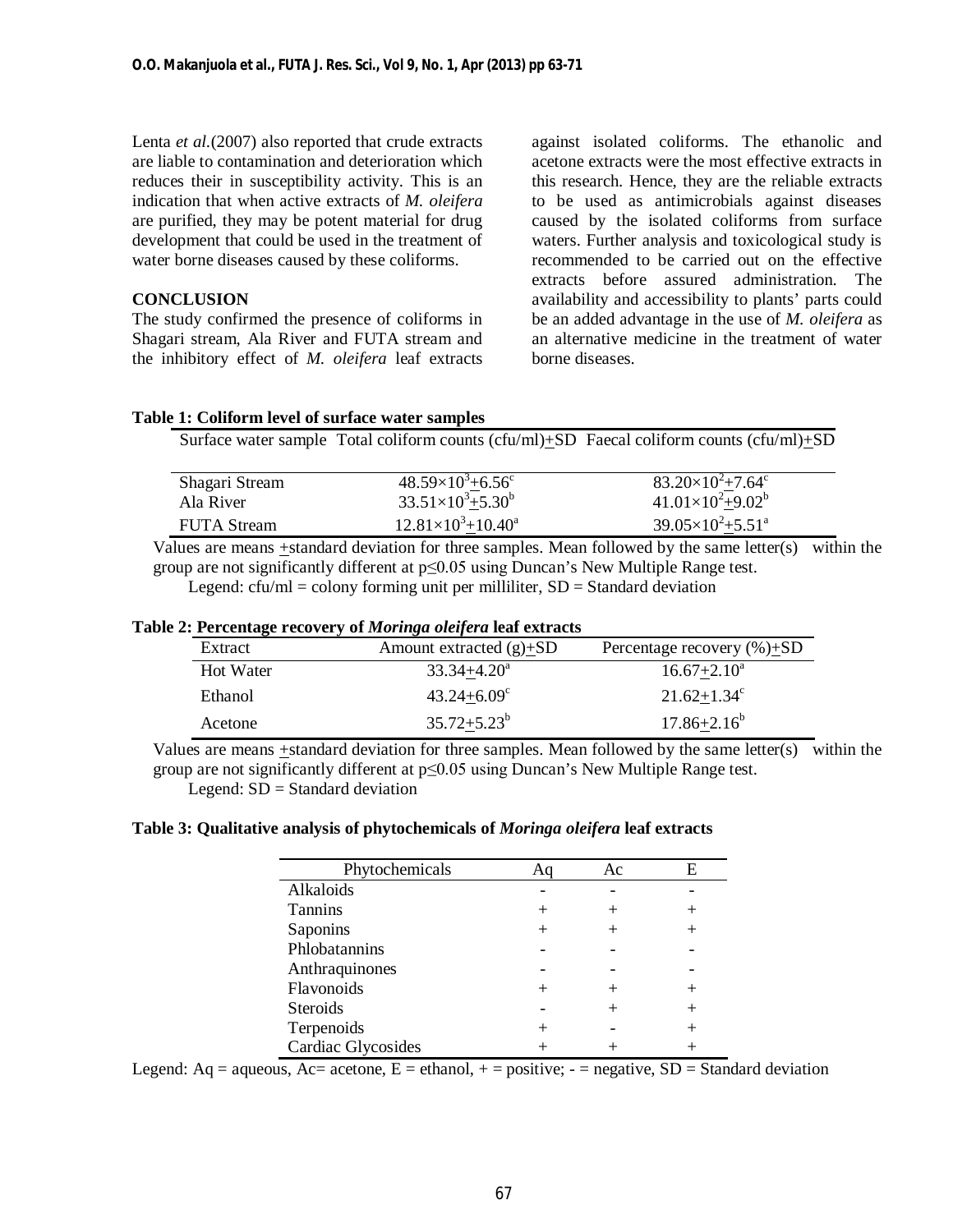Lenta *et al.*(2007) also reported that crude extracts are liable to contamination and deterioration which reduces their in susceptibility activity. This is an indication that when active extracts of *M. oleifera* are purified, they may be potent material for drug development that could be used in the treatment of water borne diseases caused by these coliforms.

## CONCLUSION

The study confirmed the presence of coliforms in Shagari stream, Ala River and FUTA stream and the inhibitory effect of *M. oleifera* leaf extracts against isolated coliforms. The ethanolic and acetone extracts were the most effective extracts in this research. Hence, they are the reliable extracts to be used as antimicrobials against diseases caused by the isolated coliforms from surface waters. Further analysis and toxicological study is recommended to be carried out on the effective extracts before assured administration. The availability and accessibility to plants' parts could be an added advantage in the use of *M. oleifera* as an alternative medicine in the treatment of water borne diseases.

**Table 1: Coliform level of surface water samples**

| Surface water sample | Total coliform counts (cfu/ml)±SD | Faecal coliform counts (cfu/ml)±SD |
|---|---|---|
| Shagari Stream | $48.59\times10^3\pm6.56^c$ | $83.20\times10^2\pm7.64^c$ |
| Ala River | $33.51\times10^3\pm5.30^b$ | $41.01\times10^2\pm9.02^b$ |
| FUTA Stream | $12.81\times10^3\pm10.40^a$ | $39.05\times10^2\pm5.51^a$ |

Values are means ±standard deviation for three samples. Mean followed by the same letter(s) within the group are not significantly different at $p\leq0.05$ using Duncan's New Multiple Range test.
Legend: cfu/ml = colony forming unit per milliliter, SD = Standard deviation

**Table 2: Percentage recovery of *Moringa oleifera* leaf extracts**

| Extract | Amount extracted (g)±SD | Percentage recovery (%)±SD |
|---|---|---|
| Hot Water | $33.34\pm4.20^a$ | $16.67\pm2.10^a$ |
| Ethanol | $43.24\pm6.09^c$ | $21.62\pm1.34^c$ |
| Acetone | $35.72\pm5.23^b$ | $17.86\pm2.16^b$ |

Values are means ±standard deviation for three samples. Mean followed by the same letter(s) within the group are not significantly different at $p\leq0.05$ using Duncan's New Multiple Range test.
Legend: SD = Standard deviation

**Table 3: Qualitative analysis of phytochemicals of *Moringa oleifera* leaf extracts**

| Phytochemicals | Aq | Ac | E |
|---|---|---|---|
| Alkaloids | - | - | - |
| Tannins | + | + | + |
| Saponins | + | + | + |
| Phlobatannins | - | - | - |
| Anthraquinones | - | - | - |
| Flavonoids | + | + | + |
| Steroids | - | + | + |
| Terpenoids | + | - | + |
| Cardiac Glycosides | + | + | + |

Legend: Aq = aqueous, Ac= acetone, E = ethanol, + = positive; - = negative, SD = Standard deviation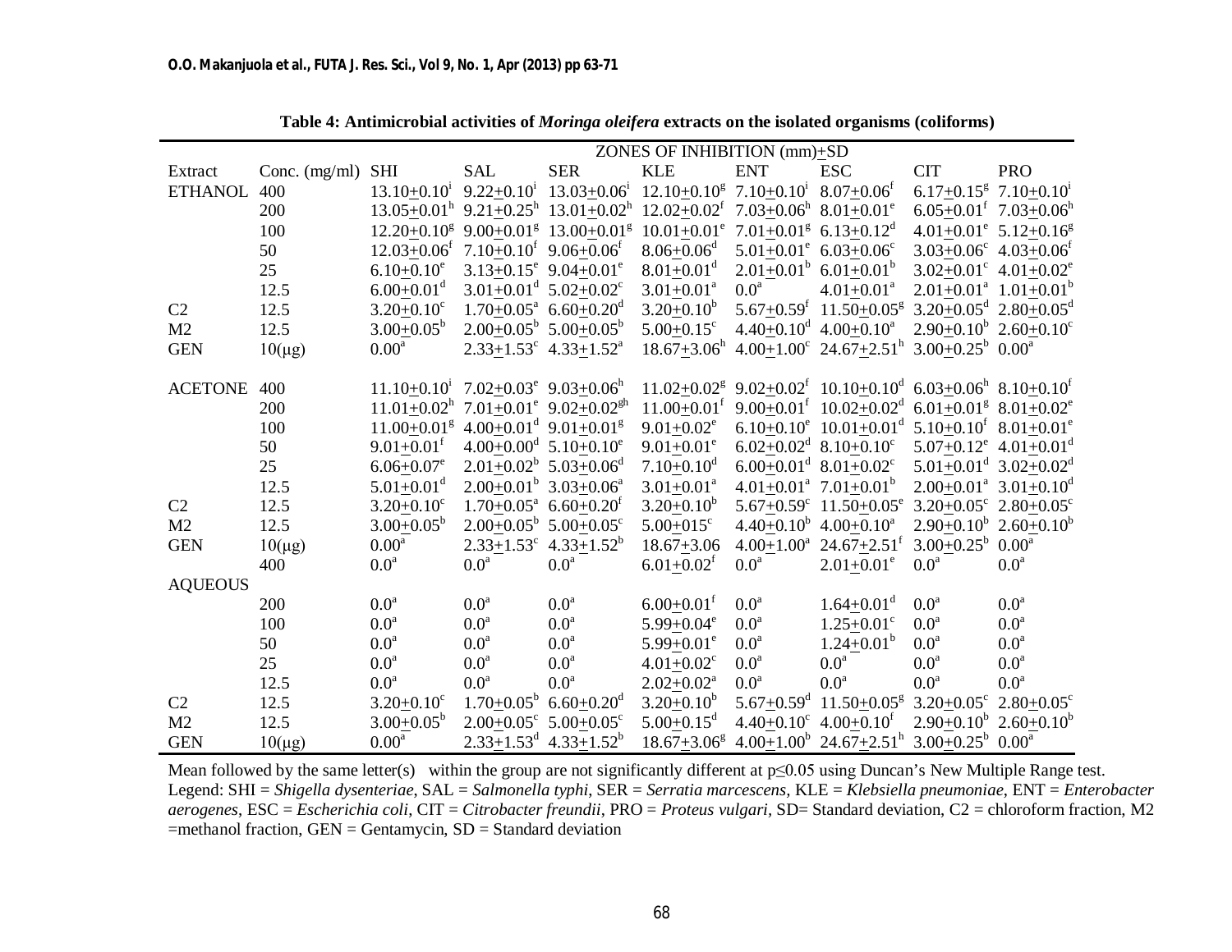**Table 4: Antimicrobial activities of *Moringa oleifera* extracts on the isolated organisms (coliforms)**

| | | ZONES OF INHIBITION (mm)±SD | | | | | | | |
|---|---|---|---|---|---|---|---|---|---|
| Extract | Conc. (mg/ml) | SHI | SAL | SER | KLE | ENT | ESC | CIT | PRO |
| ETHANOL | 400 | 13.10±0.10[i] | 9.22±0.10[i] | 13.03±0.06[i] | 12.10±0.10[g] | 7.10±0.10[i] | 8.07±0.06[f] | 6.17±0.15[g] | 7.10±0.10[i] |
| | 200 | 13.05±0.01[h] | 9.21±0.25[h] | 13.01±0.02[h] | 12.02±0.02[f] | 7.03±0.06[h] | 8.01±0.01[e] | 6.05±0.01[f] | 7.03±0.06[h] |
| | 100 | 12.20±0.10[g] | 9.00±0.01[g] | 13.00±0.01[g] | 10.01±0.01[e] | 7.01±0.01[g] | 6.13±0.12[d] | 4.01±0.01[e] | 5.12±0.16[g] |
| | 50 | 12.03±0.06[f] | 7.10±0.10[f] | 9.06±0.06[f] | 8.06±0.06[d] | 5.01±0.01[e] | 6.03±0.06[c] | 3.03±0.06[c] | 4.03±0.06[f] |
| | 25 | 6.10±0.10[e] | 3.13±0.15[e] | 9.04±0.01[e] | 8.01±0.01[d] | 2.01±0.01[b] | 6.01±0.01[b] | 3.02±0.01[c] | 4.01±0.02[e] |
| | 12.5 | 6.00±0.01[d] | 3.01±0.01[d] | 5.02±0.02[c] | 3.01±0.01[a] | 0.0[a] | 4.01±0.01[a] | 2.01±0.01[a] | 1.01±0.01[b] |
| C2 | 12.5 | 3.20±0.10[c] | 1.70±0.05[a] | 6.60±0.20[d] | 3.20±0.10[b] | 5.67±0.59[f] | 11.50±0.05[g] | 3.20±0.05[d] | 2.80±0.05[d] |
| M2 | 12.5 | 3.00±0.05[b] | 2.00±0.05[b] | 5.00±0.05[b] | 5.00±0.15[c] | 4.40±0.10[d] | 4.00±0.10[a] | 2.90±0.10[b] | 2.60±0.10[c] |
| GEN | 10(µg) | 0.00[a] | 2.33±1.53[c] | 4.33±1.52[a] | 18.67±3.06[h] | 4.00±1.00[c] | 24.67±2.51[h] | 3.00±0.25[b] | 0.00[a] |
| ACETONE | 400 | 11.10±0.10[i] | 7.02±0.03[e] | 9.03±0.06[h] | 11.02±0.02[g] | 9.02±0.02[f] | 10.10±0.10[d] | 6.03±0.06[h] | 8.10±0.10[f] |
| | 200 | 11.01±0.02[h] | 7.01±0.01[e] | 9.02±0.02[gh] | 11.00±0.01[f] | 9.00±0.01[f] | 10.02±0.02[d] | 6.01±0.01[g] | 8.01±0.02[e] |
| | 100 | 11.00±0.01[g] | 4.00±0.01[d] | 9.01±0.01[g] | 9.01±0.02[e] | 6.10±0.10[e] | 10.01±0.01[d] | 5.10±0.10[f] | 8.01±0.01[e] |
| | 50 | 9.01±0.01[f] | 4.00±0.00[d] | 5.10±0.10[e] | 9.01±0.01[e] | 6.02±0.02[d] | 8.10±0.10[c] | 5.07±0.12[e] | 4.01±0.01[d] |
| | 25 | 6.06±0.07[e] | 2.01±0.02[b] | 5.03±0.06[d] | 7.10±0.10[d] | 6.00±0.01[d] | 8.01±0.02[c] | 5.01±0.01[d] | 3.02±0.02[d] |
| | 12.5 | 5.01±0.01[d] | 2.00±0.01[b] | 3.03±0.06[a] | 3.01±0.01[a] | 4.01±0.01[a] | 7.01±0.01[b] | 2.00±0.01[a] | 3.01±0.10[d] |
| C2 | 12.5 | 3.20±0.10[c] | 1.70±0.05[a] | 6.60±0.20[f] | 3.20±0.10[b] | 5.67±0.59[c] | 11.50±0.05[e] | 3.20±0.05[c] | 2.80±0.05[c] |
| M2 | 12.5 | 3.00±0.05[b] | 2.00±0.05[b] | 5.00±0.05[c] | 5.00±015[c] | 4.40±0.10[b] | 4.00±0.10[a] | 2.90±0.10[b] | 2.60±0.10[b] |
| GEN | 10(µg) | 0.00[a] | 2.33±1.53[c] | 4.33±1.52[b] | 18.67±3.06 | 4.00±1.00[a] | 24.67±2.51[f] | 3.00±0.25[b] | 0.00[a] |
| | 400 | 0.0[a] | 0.0[a] | 0.0[a] | 6.01±0.02[f] | 0.0[a] | 2.01±0.01[e] | 0.0[a] | 0.0[a] |
| AQUEOUS | | | | | | | | | |
| | 200 | 0.0[a] | 0.0[a] | 0.0[a] | 6.00±0.01[f] | 0.0[a] | 1.64±0.01[d] | 0.0[a] | 0.0[a] |
| | 100 | 0.0[a] | 0.0[a] | 0.0[a] | 5.99±0.04[e] | 0.0[a] | 1.25±0.01[c] | 0.0[a] | 0.0[a] |
| | 50 | 0.0[a] | 0.0[a] | 0.0[a] | 5.99±0.01[e] | 0.0[a] | 1.24±0.01[b] | 0.0[a] | 0.0[a] |
| | 25 | 0.0[a] | 0.0[a] | 0.0[a] | 4.01±0.02[c] | 0.0[a] | 0.0[a] | 0.0[a] | 0.0[a] |
| | 12.5 | 0.0[a] | 0.0[a] | 0.0[a] | 2.02±0.02[a] | 0.0[a] | 0.0[a] | 0.0[a] | 0.0[a] |
| C2 | 12.5 | 3.20±0.10[c] | 1.70±0.05[b] | 6.60±0.20[d] | 3.20±0.10[b] | 5.67±0.59[d] | 11.50±0.05[g] | 3.20±0.05[c] | 2.80±0.05[c] |
| M2 | 12.5 | 3.00±0.05[b] | 2.00±0.05[c] | 5.00±0.05[c] | 5.00±0.15[d] | 4.40±0.10[c] | 4.00±0.10[f] | 2.90±0.10[b] | 2.60±0.10[b] |
| GEN | 10(µg) | 0.00[a] | 2.33±1.53[d] | 4.33±1.52[b] | 18.67±3.06[g] | 4.00±1.00[b] | 24.67±2.51[h] | 3.00±0.25[b] | 0.00[a] |

Mean followed by the same letter(s) within the group are not significantly different at $p \leq 0.05$ using Duncan's New Multiple Range test.
Legend: SHI = *Shigella dysenteriae*, SAL = *Salmonella typhi*, SER = *Serratia marcescens*, KLE = *Klebsiella pneumoniae*, ENT = *Enterobacter aerogenes*, ESC = *Escherichia coli*, CIT = *Citrobacter freundii*, PRO = *Proteus vulgari*, SD= Standard deviation, C2 = chloroform fraction, M2 =methanol fraction, GEN = Gentamycin, SD = Standard deviation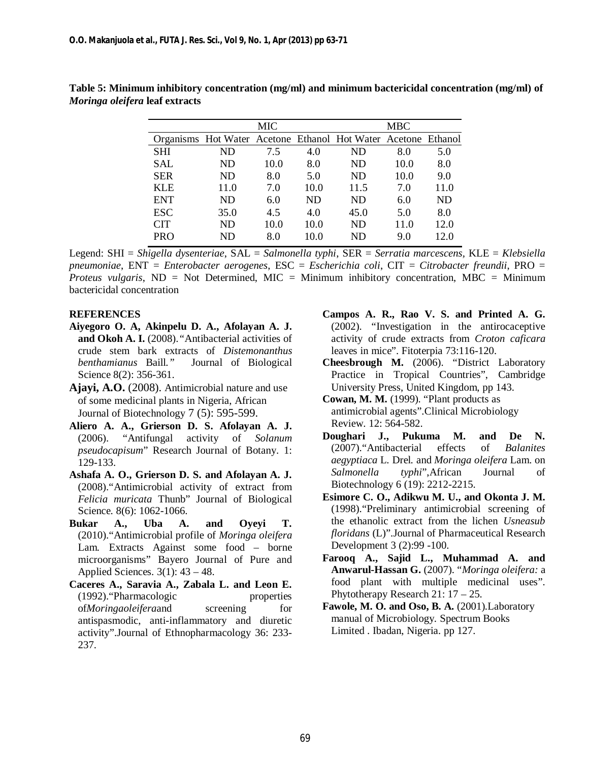**Table 5: Minimum inhibitory concentration (mg/ml) and minimum bactericidal concentration (mg/ml) of *Moringa oleifera* leaf extracts**

| | MIC | | | MBC | | |
|---|---|---|---|---|---|---|
| Organisms | Hot Water | Acetone | Ethanol | Hot Water | Acetone | Ethanol |
| SHI | ND | 7.5 | 4.0 | ND | 8.0 | 5.0 |
| SAL | ND | 10.0 | 8.0 | ND | 10.0 | 8.0 |
| SER | ND | 8.0 | 5.0 | ND | 10.0 | 9.0 |
| KLE | 11.0 | 7.0 | 10.0 | 11.5 | 7.0 | 11.0 |
| ENT | ND | 6.0 | ND | ND | 6.0 | ND |
| ESC | 35.0 | 4.5 | 4.0 | 45.0 | 5.0 | 8.0 |
| CIT | ND | 10.0 | 10.0 | ND | 11.0 | 12.0 |
| PRO | ND | 8.0 | 10.0 | ND | 9.0 | 12.0 |

Legend: SHI = *Shigella dysenteriae*, SAL = *Salmonella typhi*, SER = *Serratia marcescens*, KLE = *Klebsiella pneumoniae*, ENT = *Enterobacter aerogenes*, ESC = *Escherichia coli*, CIT = *Citrobacter freundii*, PRO = *Proteus vulgaris*, ND = Not Determined, MIC = Minimum inhibitory concentration, MBC = Minimum bactericidal concentration

## REFERENCES

**Aiyegoro O. A, Akinpelu D. A., Afolayan A. J. and Okoh A. I.** (2008). "Antibacterial activities of crude stem bark extracts of *Distemonanthus benthamianus* Baill." Journal of Biological Science 8(2): 356-361.

**Ajayi, A.O.** (2008). Antimicrobial nature and use of some medicinal plants in Nigeria, African Journal of Biotechnology 7 (5): 595-599.

**Aliero A. A., Grierson D. S. Afolayan A. J.** (2006). "Antifungal activity of *Solanum pseudocapisum*" Research Journal of Botany. 1: 129-133.

**Ashafa A. O., Grierson D. S. and Afolayan A. J.** (2008). "Antimicrobial activity of extract from *Felicia muricata* Thunb" Journal of Biological Science. 8(6): 1062-1066.

**Bukar A., Uba A. and Oyeyi T.** (2010). "Antimicrobial profile of *Moringa oleifera* Lam. Extracts Against some food – borne microorganisms" Bayero Journal of Pure and Applied Sciences. 3(1): 43 – 48.

**Caceres A., Saravia A., Zabala L. and Leon E.** (1992). "Pharmacologic properties of*Moringaoleifera*and screening for antispasmodic, anti-inflammatory and diuretic activity". Journal of Ethnopharmacology 36: 233-237.

**Campos A. R., Rao V. S. and Printed A. G.** (2002). "Investigation in the antirocaceptive activity of crude extracts from *Croton caficara* leaves in mice". Fitoterpia 73:116-120.

**Cheesbrough M.** (2006). "District Laboratory Practice in Tropical Countries", Cambridge University Press, United Kingdom, pp 143.

**Cowan, M. M.** (1999). "Plant products as antimicrobial agents". Clinical Microbiology Review. 12: 564-582.

**Doughari J., Pukuma M. and De N.** (2007). "Antibacterial effects of *Balanites aegyptiaca* L. Drel. and *Moringa oleifera* Lam. on *Salmonella typhi*", African Journal of Biotechnology 6 (19): 2212-2215.

**Esimore C. O., Adikwu M. U., and Okonta J. M.** (1998). "Preliminary antimicrobial screening of the ethanolic extract from the lichen *Usneasub floridans* (L)". Journal of Pharmaceutical Research Development 3 (2):99 -100.

**Farooq A., Sajid L., Muhammad A. and Anwarul-Hassan G.** (2007). "*Moringa oleifera:* a food plant with multiple medicinal uses". Phytotherapy Research 21: 17 – 25.

**Fawole, M. O. and Oso, B. A.** (2001). Laboratory manual of Microbiology. Spectrum Books Limited . Ibadan, Nigeria. pp 127.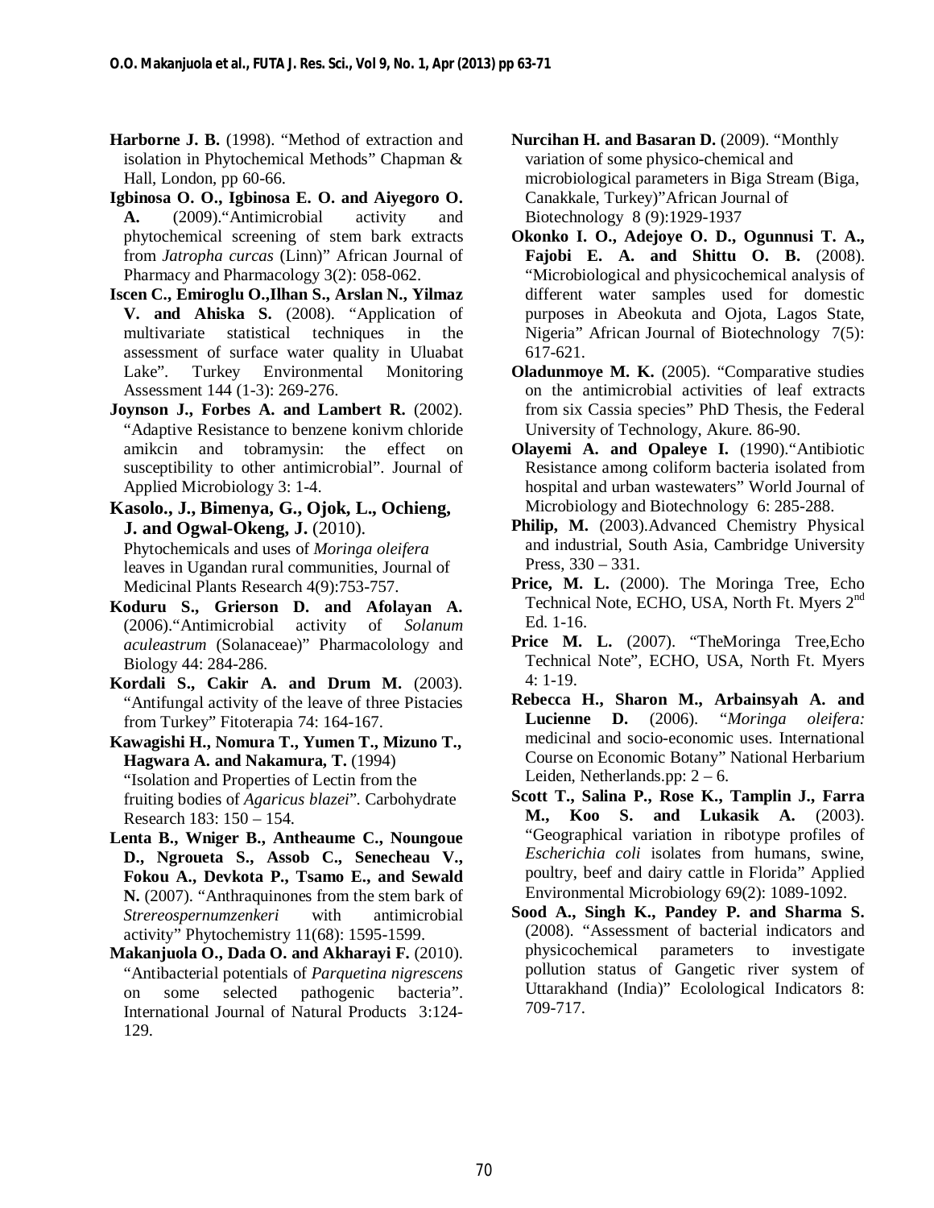**Harborne J. B.** (1998). "Method of extraction and isolation in Phytochemical Methods" Chapman & Hall, London, pp 60-66.

**Igbinosa O. O., Igbinosa E. O. and Aiyegoro O. A.** (2009)."Antimicrobial activity and phytochemical screening of stem bark extracts from *Jatropha curcas* (Linn)" African Journal of Pharmacy and Pharmacology 3(2): 058-062.

**Iscen C., Emiroglu O.,Ilhan S., Arslan N., Yilmaz V. and Ahiska S.** (2008). "Application of multivariate statistical techniques in the assessment of surface water quality in Uluabat Lake". Turkey Environmental Monitoring Assessment 144 (1-3): 269-276.

**Joynson J., Forbes A. and Lambert R.** (2002). "Adaptive Resistance to benzene konivm chloride amikcin and tobramysin: the effect on susceptibility to other antimicrobial". Journal of Applied Microbiology 3: 1-4.

**Kasolo., J., Bimenya, G., Ojok, L., Ochieng, J. and Ogwal-Okeng, J.** (2010). Phytochemicals and uses of *Moringa oleifera* leaves in Ugandan rural communities, Journal of Medicinal Plants Research 4(9):753-757.

**Koduru S., Grierson D. and Afolayan A.** (2006)."Antimicrobial activity of *Solanum aculeastrum* (Solanaceae)" Pharmacolology and Biology 44: 284-286.

**Kordali S., Cakir A. and Drum M.** (2003). "Antifungal activity of the leave of three Pistacies from Turkey" Fitoterapia 74: 164-167.

**Kawagishi H., Nomura T., Yumen T., Mizuno T., Hagwara A. and Nakamura, T.** (1994) "Isolation and Properties of Lectin from the fruiting bodies of *Agaricus blazei*". Carbohydrate Research 183: 150 – 154.

**Lenta B., Wniger B., Antheaume C., Noungoue D., Ngroueta S., Assob C., Senecheau V., Fokou A., Devkota P., Tsamo E., and Sewald N.** (2007). "Anthraquinones from the stem bark of *Strereospernumzenkeri* with antimicrobial activity" Phytochemistry 11(68): 1595-1599.

**Makanjuola O., Dada O. and Akharayi F.** (2010). "Antibacterial potentials of *Parquetina nigrescens* on some selected pathogenic bacteria". International Journal of Natural Products 3:124-129.

**Nurcihan H. and Basaran D.** (2009). "Monthly variation of some physico-chemical and microbiological parameters in Biga Stream (Biga, Canakkale, Turkey)"African Journal of Biotechnology 8 (9):1929-1937

**Okonko I. O., Adejoye O. D., Ogunnusi T. A., Fajobi E. A. and Shittu O. B.** (2008). "Microbiological and physicochemical analysis of different water samples used for domestic purposes in Abeokuta and Ojota, Lagos State, Nigeria" African Journal of Biotechnology 7(5): 617-621.

**Oladunmoye M. K.** (2005). "Comparative studies on the antimicrobial activities of leaf extracts from six Cassia species" PhD Thesis, the Federal University of Technology, Akure. 86-90.

**Olayemi A. and Opaleye I.** (1990)."Antibiotic Resistance among coliform bacteria isolated from hospital and urban wastewaters" World Journal of Microbiology and Biotechnology 6: 285-288.

**Philip, M.** (2003).Advanced Chemistry Physical and industrial, South Asia, Cambridge University Press, 330 – 331.

**Price, M. L.** (2000). The Moringa Tree, Echo Technical Note, ECHO, USA, North Ft. Myers 2nd Ed. 1-16.

**Price M. L.** (2007). "TheMoringa Tree,Echo Technical Note", ECHO, USA, North Ft. Myers 4: 1-19.

**Rebecca H., Sharon M., Arbainsyah A. and Lucienne D.** (2006). "*Moringa oleifera:* medicinal and socio-economic uses. International Course on Economic Botany" National Herbarium Leiden, Netherlands.pp: 2 – 6.

**Scott T., Salina P., Rose K., Tamplin J., Farra M., Koo S. and Lukasik A.** (2003). "Geographical variation in ribotype profiles of *Escherichia coli* isolates from humans, swine, poultry, beef and dairy cattle in Florida" Applied Environmental Microbiology 69(2): 1089-1092.

**Sood A., Singh K., Pandey P. and Sharma S.** (2008). "Assessment of bacterial indicators and physicochemical parameters to investigate pollution status of Gangetic river system of Uttarakhand (India)" Ecolological Indicators 8: 709-717.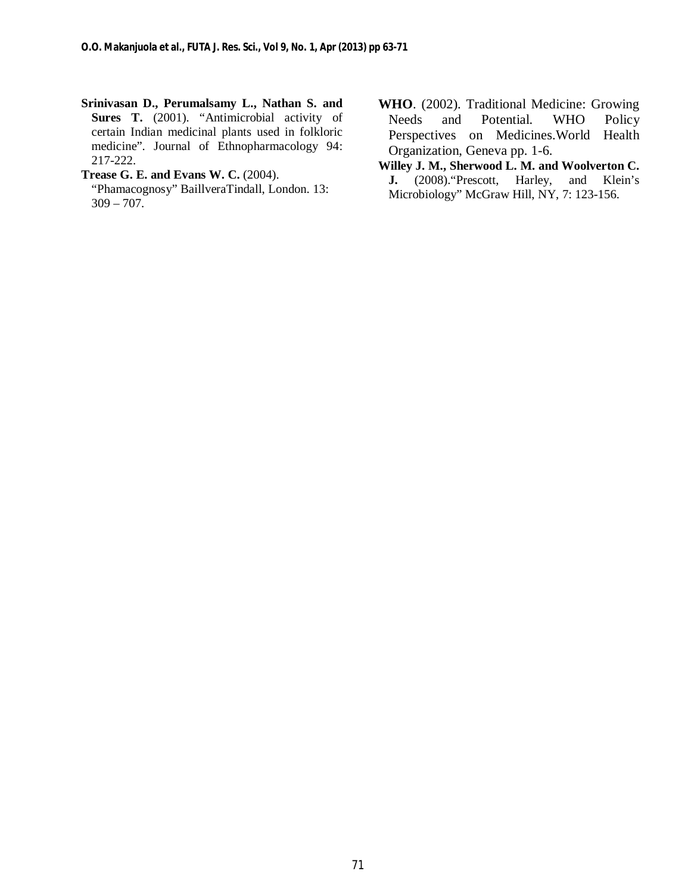**Srinivasan D., Perumalsamy L., Nathan S. and Sures T.** (2001). "Antimicrobial activity of certain Indian medicinal plants used in folkloric medicine". Journal of Ethnopharmacology 94: 217-222.

**Trease G. E. and Evans W. C.** (2004). "Phamacognosy" BaillveraTindall, London. 13: 309 – 707.

**WHO**. (2002). Traditional Medicine: Growing Needs and Potential. WHO Policy Perspectives on Medicines.World Health Organization, Geneva pp. 1-6.

**Willey J. M., Sherwood L. M. and Woolverton C. J.** (2008)."Prescott, Harley, and Klein's Microbiology" McGraw Hill, NY, 7: 123-156.